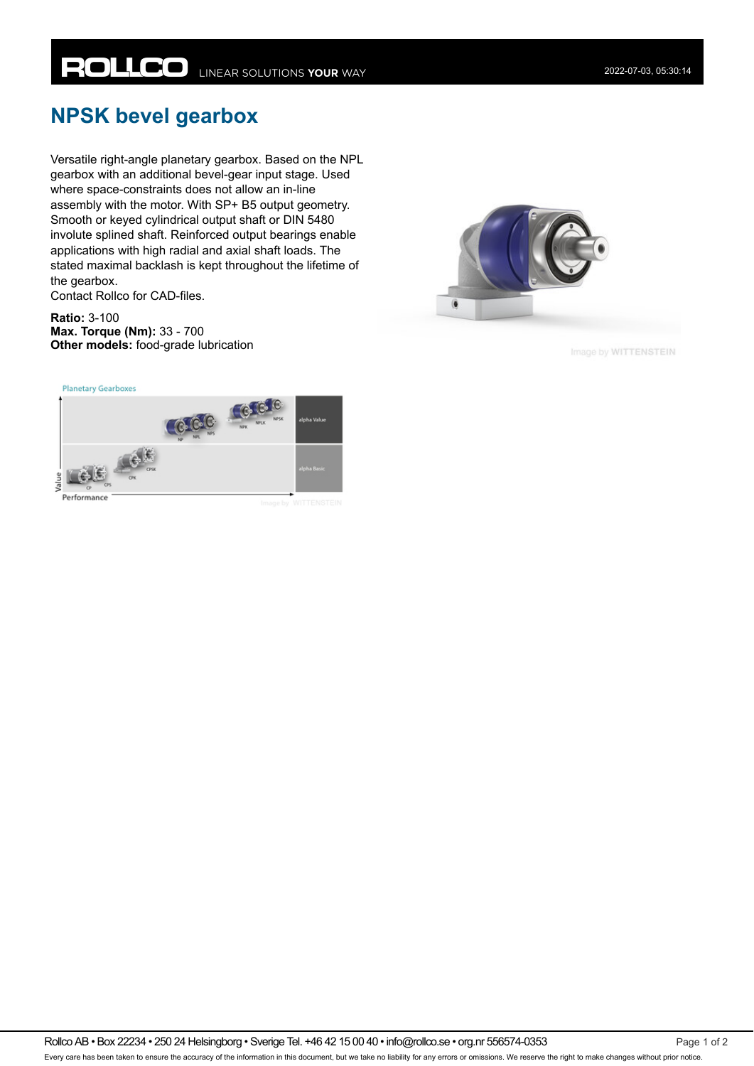# NPSK bevel gearbox

Versatile right-angle planetary gearbox. Based on the NPL gearbox with an additional bevel-gear input stage. Used where space-constraints does not allow an in-line assembly with the motor. With SP+ B5 output geometry. Smooth or keyed cylindrical output shaft or DIN 5480 involute splined shaft. Reinforced output bearings enable applications with high radial and axial shaft loads. The stated maximal backlash is kept throughout the lifetime of the gearbox.
Contact Rollco for CAD-files.

**Ratio:** 3-100
**Max. Torque (Nm):** 33 - 700
**Other models:** food-grade lubrication

Image by WITTENSTEIN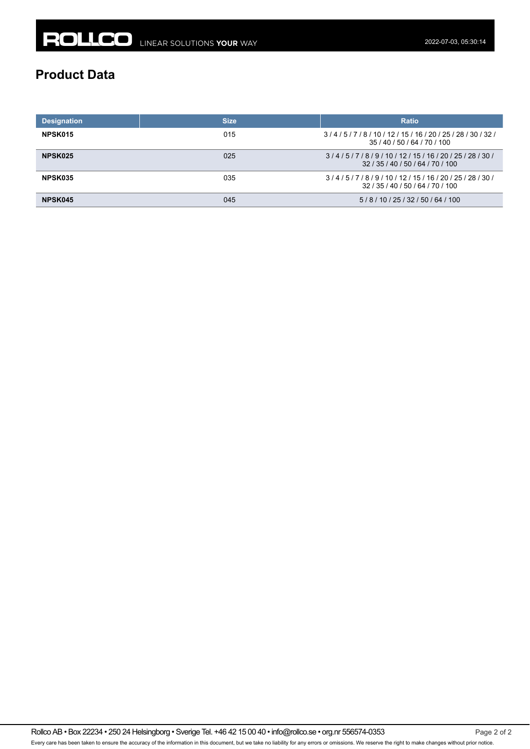## Product Data

| Designation | Size | Ratio |
|---|---|---|
| **NPSK015** | 015 | 3 / 4 / 5 / 7 / 8 / 10 / 12 / 15 / 16 / 20 / 25 / 28 / 30 / 32 / 35 / 40 / 50 / 64 / 70 / 100 |
| **NPSK025** | 025 | 3 / 4 / 5 / 7 / 8 / 9 / 10 / 12 / 15 / 16 / 20 / 25 / 28 / 30 / 32 / 35 / 40 / 50 / 64 / 70 / 100 |
| **NPSK035** | 035 | 3 / 4 / 5 / 7 / 8 / 9 / 10 / 12 / 15 / 16 / 20 / 25 / 28 / 30 / 32 / 35 / 40 / 50 / 64 / 70 / 100 |
| **NPSK045** | 045 | 5 / 8 / 10 / 25 / 32 / 50 / 64 / 100 |